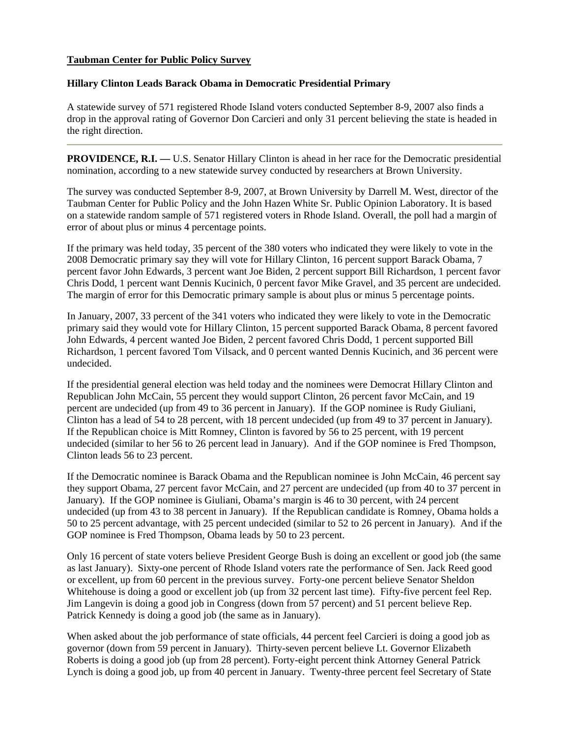**Taubman Center for Public Policy Survey**

**Hillary Clinton Leads Barack Obama in Democratic Presidential Primary**

A statewide survey of 571 registered Rhode Island voters conducted September 8-9, 2007 also finds a drop in the approval rating of Governor Don Carcieri and only 31 percent believing the state is headed in the right direction.

---

**PROVIDENCE, R.I. —** U.S. Senator Hillary Clinton is ahead in her race for the Democratic presidential nomination, according to a new statewide survey conducted by researchers at Brown University.

The survey was conducted September 8-9, 2007, at Brown University by Darrell M. West, director of the Taubman Center for Public Policy and the John Hazen White Sr. Public Opinion Laboratory. It is based on a statewide random sample of 571 registered voters in Rhode Island. Overall, the poll had a margin of error of about plus or minus 4 percentage points.

If the primary was held today, 35 percent of the 380 voters who indicated they were likely to vote in the 2008 Democratic primary say they will vote for Hillary Clinton, 16 percent support Barack Obama, 7 percent favor John Edwards, 3 percent want Joe Biden, 2 percent support Bill Richardson, 1 percent favor Chris Dodd, 1 percent want Dennis Kucinich, 0 percent favor Mike Gravel, and 35 percent are undecided. The margin of error for this Democratic primary sample is about plus or minus 5 percentage points.

In January, 2007, 33 percent of the 341 voters who indicated they were likely to vote in the Democratic primary said they would vote for Hillary Clinton, 15 percent supported Barack Obama, 8 percent favored John Edwards, 4 percent wanted Joe Biden, 2 percent favored Chris Dodd, 1 percent supported Bill Richardson, 1 percent favored Tom Vilsack, and 0 percent wanted Dennis Kucinich, and 36 percent were undecided.

If the presidential general election was held today and the nominees were Democrat Hillary Clinton and Republican John McCain, 55 percent they would support Clinton, 26 percent favor McCain, and 19 percent are undecided (up from 49 to 36 percent in January). If the GOP nominee is Rudy Giuliani, Clinton has a lead of 54 to 28 percent, with 18 percent undecided (up from 49 to 37 percent in January). If the Republican choice is Mitt Romney, Clinton is favored by 56 to 25 percent, with 19 percent undecided (similar to her 56 to 26 percent lead in January). And if the GOP nominee is Fred Thompson, Clinton leads 56 to 23 percent.

If the Democratic nominee is Barack Obama and the Republican nominee is John McCain, 46 percent say they support Obama, 27 percent favor McCain, and 27 percent are undecided (up from 40 to 37 percent in January). If the GOP nominee is Giuliani, Obama's margin is 46 to 30 percent, with 24 percent undecided (up from 43 to 38 percent in January). If the Republican candidate is Romney, Obama holds a 50 to 25 percent advantage, with 25 percent undecided (similar to 52 to 26 percent in January). And if the GOP nominee is Fred Thompson, Obama leads by 50 to 23 percent.

Only 16 percent of state voters believe President George Bush is doing an excellent or good job (the same as last January). Sixty-one percent of Rhode Island voters rate the performance of Sen. Jack Reed good or excellent, up from 60 percent in the previous survey. Forty-one percent believe Senator Sheldon Whitehouse is doing a good or excellent job (up from 32 percent last time). Fifty-five percent feel Rep. Jim Langevin is doing a good job in Congress (down from 57 percent) and 51 percent believe Rep. Patrick Kennedy is doing a good job (the same as in January).

When asked about the job performance of state officials, 44 percent feel Carcieri is doing a good job as governor (down from 59 percent in January). Thirty-seven percent believe Lt. Governor Elizabeth Roberts is doing a good job (up from 28 percent). Forty-eight percent think Attorney General Patrick Lynch is doing a good job, up from 40 percent in January. Twenty-three percent feel Secretary of State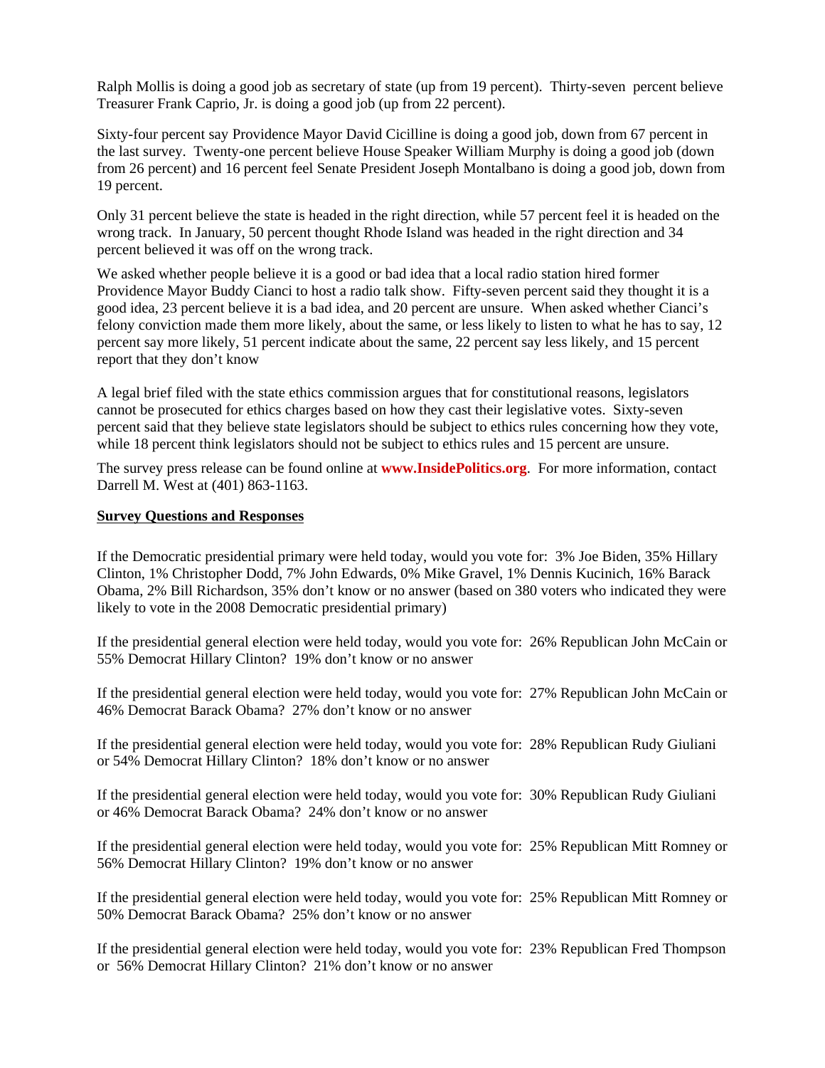Ralph Mollis is doing a good job as secretary of state (up from 19 percent). Thirty-seven percent believe Treasurer Frank Caprio, Jr. is doing a good job (up from 22 percent).

Sixty-four percent say Providence Mayor David Cicilline is doing a good job, down from 67 percent in the last survey. Twenty-one percent believe House Speaker William Murphy is doing a good job (down from 26 percent) and 16 percent feel Senate President Joseph Montalbano is doing a good job, down from 19 percent.

Only 31 percent believe the state is headed in the right direction, while 57 percent feel it is headed on the wrong track. In January, 50 percent thought Rhode Island was headed in the right direction and 34 percent believed it was off on the wrong track.

We asked whether people believe it is a good or bad idea that a local radio station hired former Providence Mayor Buddy Cianci to host a radio talk show. Fifty-seven percent said they thought it is a good idea, 23 percent believe it is a bad idea, and 20 percent are unsure. When asked whether Cianci's felony conviction made them more likely, about the same, or less likely to listen to what he has to say, 12 percent say more likely, 51 percent indicate about the same, 22 percent say less likely, and 15 percent report that they don't know

A legal brief filed with the state ethics commission argues that for constitutional reasons, legislators cannot be prosecuted for ethics charges based on how they cast their legislative votes. Sixty-seven percent said that they believe state legislators should be subject to ethics rules concerning how they vote, while 18 percent think legislators should not be subject to ethics rules and 15 percent are unsure.

The survey press release can be found online at **www.InsidePolitics.org**. For more information, contact Darrell M. West at (401) 863-1163.

**Survey Questions and Responses**

If the Democratic presidential primary were held today, would you vote for: 3% Joe Biden, 35% Hillary Clinton, 1% Christopher Dodd, 7% John Edwards, 0% Mike Gravel, 1% Dennis Kucinich, 16% Barack Obama, 2% Bill Richardson, 35% don't know or no answer (based on 380 voters who indicated they were likely to vote in the 2008 Democratic presidential primary)

If the presidential general election were held today, would you vote for: 26% Republican John McCain or 55% Democrat Hillary Clinton? 19% don't know or no answer

If the presidential general election were held today, would you vote for: 27% Republican John McCain or 46% Democrat Barack Obama? 27% don't know or no answer

If the presidential general election were held today, would you vote for: 28% Republican Rudy Giuliani or 54% Democrat Hillary Clinton? 18% don't know or no answer

If the presidential general election were held today, would you vote for: 30% Republican Rudy Giuliani or 46% Democrat Barack Obama? 24% don't know or no answer

If the presidential general election were held today, would you vote for: 25% Republican Mitt Romney or 56% Democrat Hillary Clinton? 19% don't know or no answer

If the presidential general election were held today, would you vote for: 25% Republican Mitt Romney or 50% Democrat Barack Obama? 25% don't know or no answer

If the presidential general election were held today, would you vote for: 23% Republican Fred Thompson or 56% Democrat Hillary Clinton? 21% don't know or no answer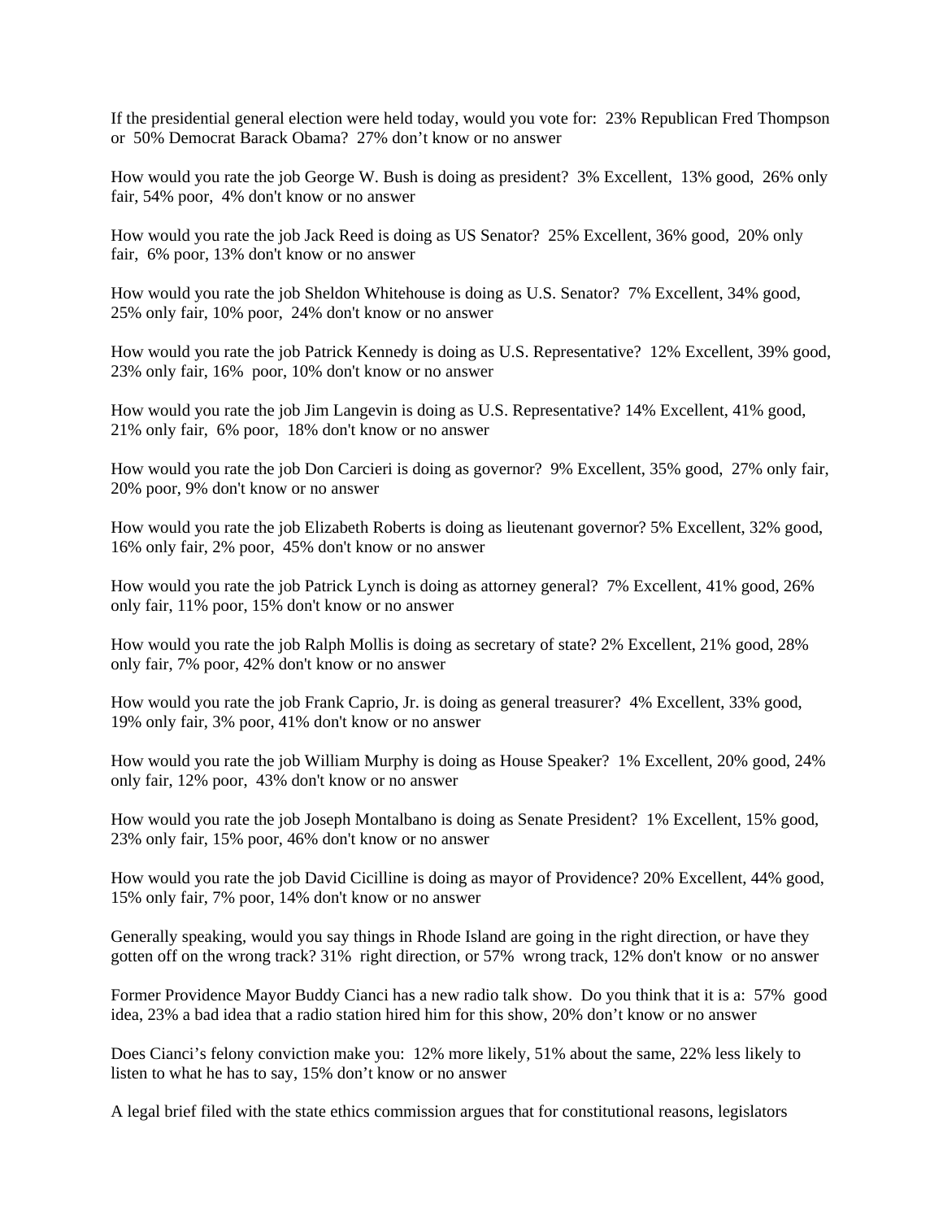If the presidential general election were held today, would you vote for: 23% Republican Fred Thompson or 50% Democrat Barack Obama? 27% don't know or no answer

How would you rate the job George W. Bush is doing as president? 3% Excellent, 13% good, 26% only fair, 54% poor, 4% don't know or no answer

How would you rate the job Jack Reed is doing as US Senator? 25% Excellent, 36% good, 20% only fair, 6% poor, 13% don't know or no answer

How would you rate the job Sheldon Whitehouse is doing as U.S. Senator? 7% Excellent, 34% good, 25% only fair, 10% poor, 24% don't know or no answer

How would you rate the job Patrick Kennedy is doing as U.S. Representative? 12% Excellent, 39% good, 23% only fair, 16% poor, 10% don't know or no answer

How would you rate the job Jim Langevin is doing as U.S. Representative? 14% Excellent, 41% good, 21% only fair, 6% poor, 18% don't know or no answer

How would you rate the job Don Carcieri is doing as governor? 9% Excellent, 35% good, 27% only fair, 20% poor, 9% don't know or no answer

How would you rate the job Elizabeth Roberts is doing as lieutenant governor? 5% Excellent, 32% good, 16% only fair, 2% poor, 45% don't know or no answer

How would you rate the job Patrick Lynch is doing as attorney general? 7% Excellent, 41% good, 26% only fair, 11% poor, 15% don't know or no answer

How would you rate the job Ralph Mollis is doing as secretary of state? 2% Excellent, 21% good, 28% only fair, 7% poor, 42% don't know or no answer

How would you rate the job Frank Caprio, Jr. is doing as general treasurer? 4% Excellent, 33% good, 19% only fair, 3% poor, 41% don't know or no answer

How would you rate the job William Murphy is doing as House Speaker? 1% Excellent, 20% good, 24% only fair, 12% poor, 43% don't know or no answer

How would you rate the job Joseph Montalbano is doing as Senate President? 1% Excellent, 15% good, 23% only fair, 15% poor, 46% don't know or no answer

How would you rate the job David Cicilline is doing as mayor of Providence? 20% Excellent, 44% good, 15% only fair, 7% poor, 14% don't know or no answer

Generally speaking, would you say things in Rhode Island are going in the right direction, or have they gotten off on the wrong track? 31% right direction, or 57% wrong track, 12% don't know or no answer

Former Providence Mayor Buddy Cianci has a new radio talk show. Do you think that it is a: 57% good idea, 23% a bad idea that a radio station hired him for this show, 20% don't know or no answer

Does Cianci's felony conviction make you: 12% more likely, 51% about the same, 22% less likely to listen to what he has to say, 15% don't know or no answer

A legal brief filed with the state ethics commission argues that for constitutional reasons, legislators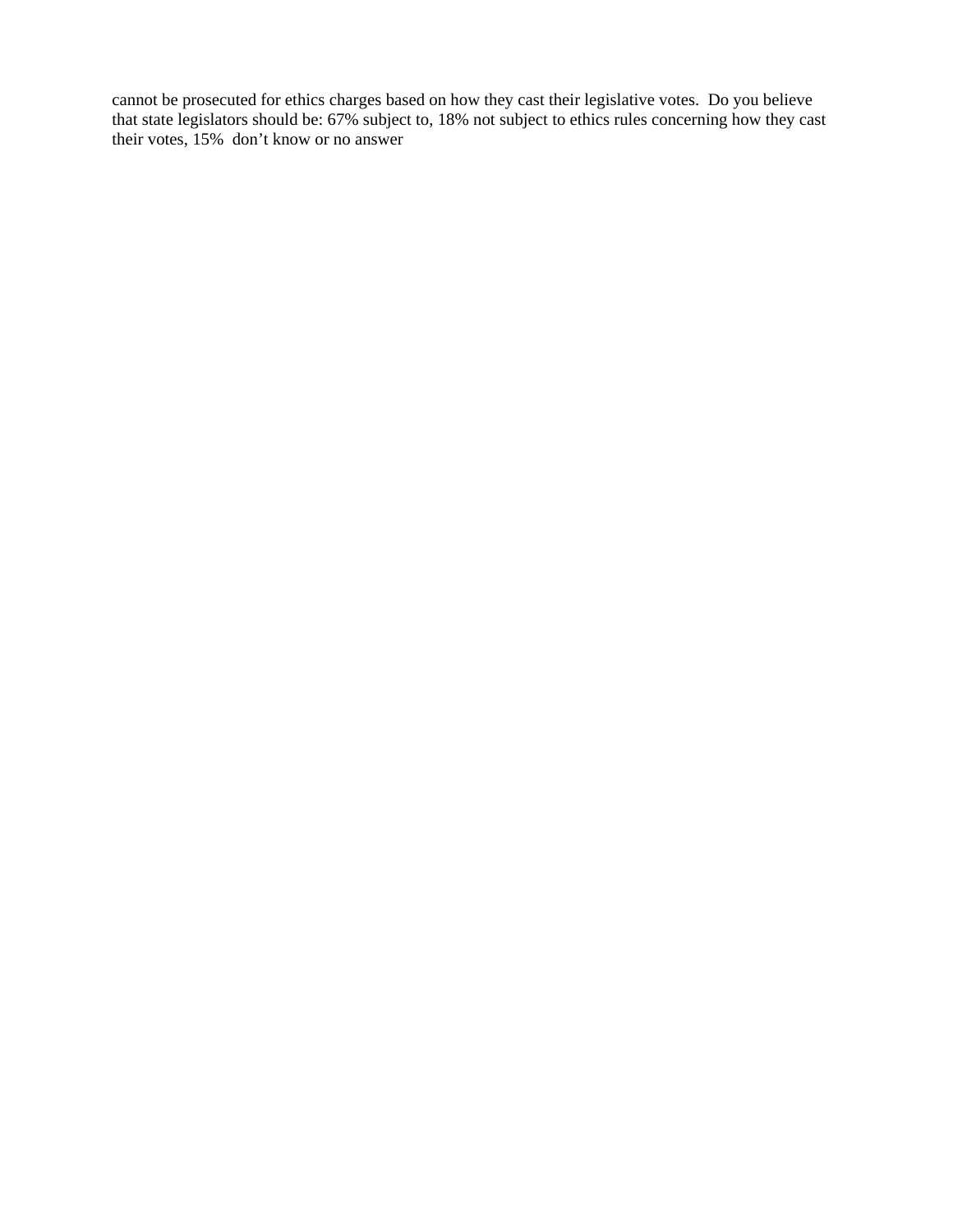cannot be prosecuted for ethics charges based on how they cast their legislative votes. Do you believe that state legislators should be: 67% subject to, 18% not subject to ethics rules concerning how they cast their votes, 15% don't know or no answer